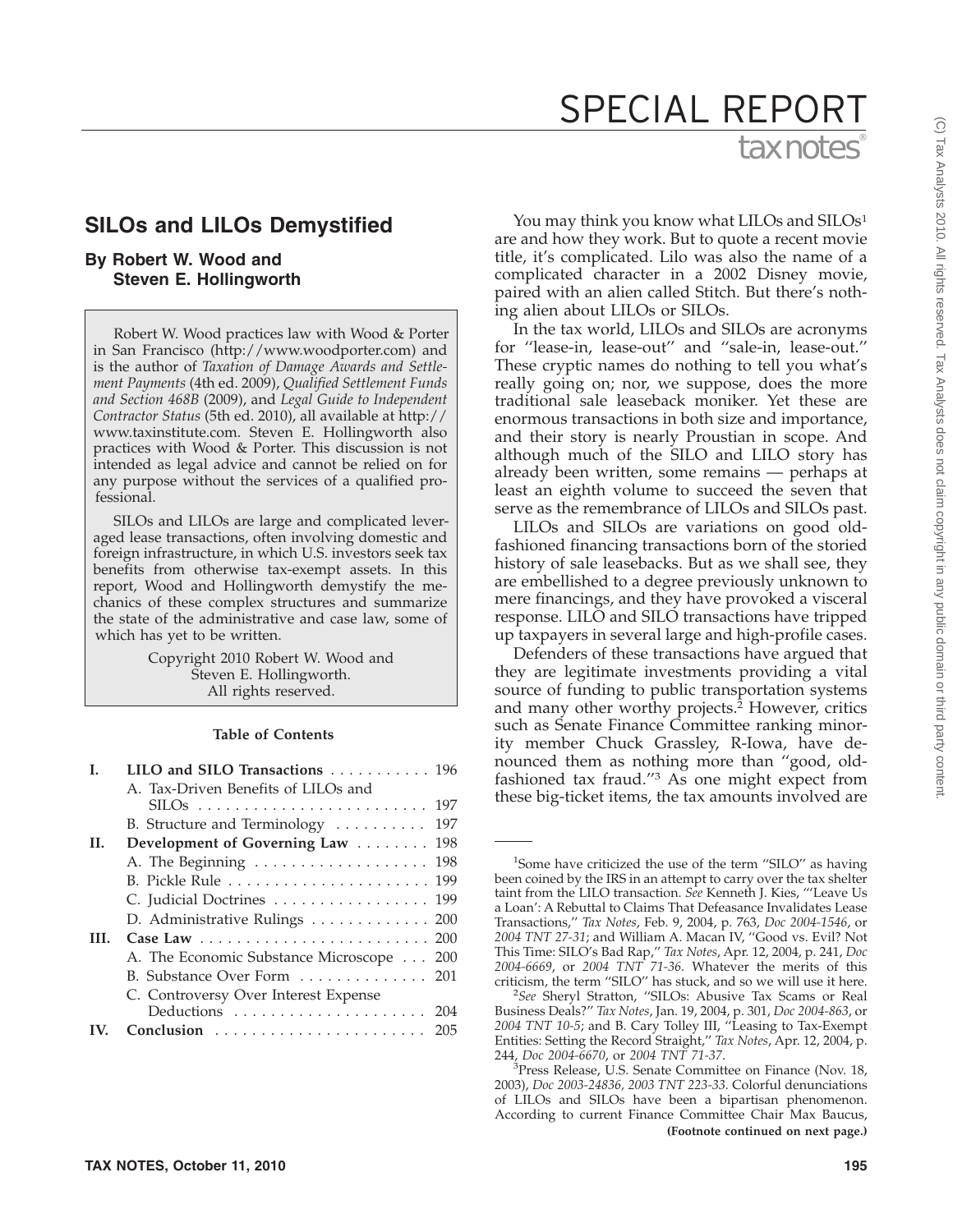# SPECIAL REPORT

## SILOs and LILOs Demystified

### By Robert W. Wood and Steven E. Hollingworth

Robert W. Wood practices law with Wood & Porter in San Francisco (http://www.woodporter.com) and is the author of *Taxation of Damage Awards and Settlement Payments* (4th ed. 2009), *Qualified Settlement Funds and Section 468B* (2009), and *Legal Guide to Independent Contractor Status* (5th ed. 2010), all available at http://www.taxinstitute.com. Steven E. Hollingworth also practices with Wood & Porter. This discussion is not intended as legal advice and cannot be relied on for any purpose without the services of a qualified professional.

SILOs and LILOs are large and complicated leveraged lease transactions, often involving domestic and foreign infrastructure, in which U.S. investors seek tax benefits from otherwise tax-exempt assets. In this report, Wood and Hollingworth demystify the mechanics of these complex structures and summarize the state of the administrative and case law, some of which has yet to be written.

Copyright 2010 Robert W. Wood and Steven E. Hollingworth.
All rights reserved.

**Table of Contents**

| | | |
|---|---|---|
| **I.** | **LILO and SILO Transactions** | 196 |
| | A. Tax-Driven Benefits of LILOs and SILOs | 197 |
| | B. Structure and Terminology | 197 |
| **II.** | **Development of Governing Law** | 198 |
| | A. The Beginning | 198 |
| | B. Pickle Rule | 199 |
| | C. Judicial Doctrines | 199 |
| | D. Administrative Rulings | 200 |
| **III.** | **Case Law** | 200 |
| | A. The Economic Substance Microscope | 200 |
| | B. Substance Over Form | 201 |
| | C. Controversy Over Interest Expense Deductions | 204 |
| **IV.** | **Conclusion** | 205 |

You may think you know what LILOs and SILOs[1] are and how they work. But to quote a recent movie title, it's complicated. Lilo was also the name of a complicated character in a 2002 Disney movie, paired with an alien called Stitch. But there's nothing alien about LILOs or SILOs.

In the tax world, LILOs and SILOs are acronyms for ''lease-in, lease-out'' and ''sale-in, lease-out.'' These cryptic names do nothing to tell you what's really going on; nor, we suppose, does the more traditional sale leaseback moniker. Yet these are enormous transactions in both size and importance, and their story is nearly Proustian in scope. And although much of the SILO and LILO story has already been written, some remains — perhaps at least an eighth volume to succeed the seven that serve as the remembrance of LILOs and SILOs past.

LILOs and SILOs are variations on good old-fashioned financing transactions born of the storied history of sale leasebacks. But as we shall see, they are embellished to a degree previously unknown to mere financings, and they have provoked a visceral response. LILO and SILO transactions have tripped up taxpayers in several large and high-profile cases.

Defenders of these transactions have argued that they are legitimate investments providing a vital source of funding to public transportation systems and many other worthy projects.[2] However, critics such as Senate Finance Committee ranking minority member Chuck Grassley, R-Iowa, have denounced them as nothing more than ''good, old-fashioned tax fraud.''[3] As one might expect from these big-ticket items, the tax amounts involved are

---

[1]Some have criticized the use of the term ''SILO'' as having been coined by the IRS in an attempt to carry over the tax shelter taint from the LILO transaction. *See* Kenneth J. Kies, '''Leave Us a Loan': A Rebuttal to Claims That Defeasance Invalidates Lease Transactions,'' *Tax Notes*, Feb. 9, 2004, p. 763, *Doc 2004-1546*, or *2004 TNT 27-31*; and William A. Macan IV, ''Good vs. Evil? Not This Time: SILO's Bad Rap,'' *Tax Notes*, Apr. 12, 2004, p. 241, *Doc 2004-6669*, or *2004 TNT 71-36*. Whatever the merits of this criticism, the term ''SILO'' has stuck, and so we will use it here.

[2]*See* Sheryl Stratton, ''SILOs: Abusive Tax Scams or Real Business Deals?'' *Tax Notes*, Jan. 19, 2004, p. 301, *Doc 2004-863*, or *2004 TNT 10-5*; and B. Cary Tolley III, ''Leasing to Tax-Exempt Entities: Setting the Record Straight,'' *Tax Notes*, Apr. 12, 2004, p. 244, *Doc 2004-6670*, or *2004 TNT 71-37*.

[3]Press Release, U.S. Senate Committee on Finance (Nov. 18, 2003), *Doc 2003-24836*, *2003 TNT 223-33*. Colorful denunciations of LILOs and SILOs have been a bipartisan phenomenon. According to current Finance Committee Chair Max Baucus,

**(Footnote continued on next page.)**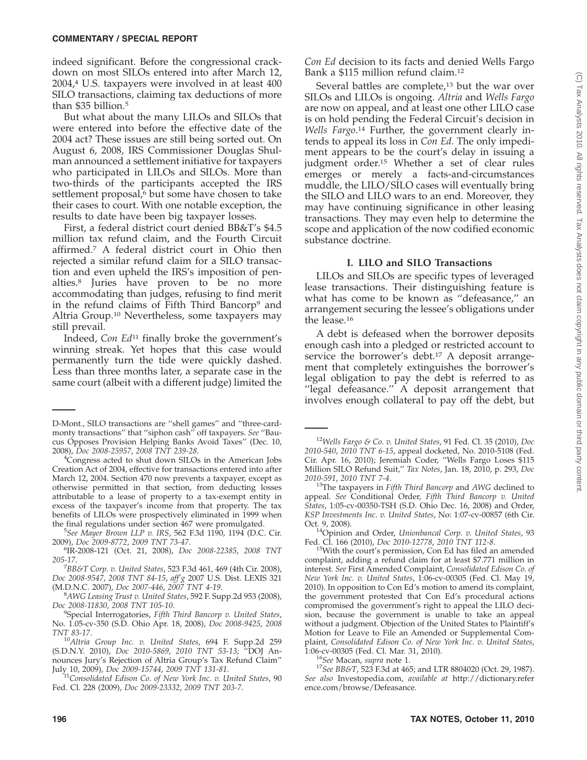indeed significant. Before the congressional crackdown on most SILOs entered into after March 12, 2004,[4] U.S. taxpayers were involved in at least 400 SILO transactions, claiming tax deductions of more than $35 billion.[5]

But what about the many LILOs and SILOs that were entered into before the effective date of the 2004 act? These issues are still being sorted out. On August 6, 2008, IRS Commissioner Douglas Shulman announced a settlement initiative for taxpayers who participated in LILOs and SILOs. More than two-thirds of the participants accepted the IRS settlement proposal,[6] but some have chosen to take their cases to court. With one notable exception, the results to date have been big taxpayer losses.

First, a federal district court denied BB&T's $4.5 million tax refund claim, and the Fourth Circuit affirmed.[7] A federal district court in Ohio then rejected a similar refund claim for a SILO transaction and even upheld the IRS's imposition of penalties.[8] Juries have proven to be no more accommodating than judges, refusing to find merit in the refund claims of Fifth Third Bancorp[9] and Altria Group.[10] Nevertheless, some taxpayers may still prevail.

Indeed, *Con Ed*[11] finally broke the government's winning streak. Yet hopes that this case would permanently turn the tide were quickly dashed. Less than three months later, a separate case in the same court (albeit with a different judge) limited the *Con Ed* decision to its facts and denied Wells Fargo Bank a $115 million refund claim.[12]

Several battles are complete,[13] but the war over SILOs and LILOs is ongoing. *Altria* and *Wells Fargo* are now on appeal, and at least one other LILO case is on hold pending the Federal Circuit's decision in *Wells Fargo*.[14] Further, the government clearly intends to appeal its loss in *Con Ed.* The only impediment appears to be the court's delay in issuing a judgment order.[15] Whether a set of clear rules emerges or merely a facts-and-circumstances muddle, the LILO/SILO cases will eventually bring the SILO and LILO wars to an end. Moreover, they may have continuing significance in other leasing transactions. They may even help to determine the scope and application of the now codified economic substance doctrine.

## I. LILO and SILO Transactions

LILOs and SILOs are specific types of leveraged lease transactions. Their distinguishing feature is what has come to be known as "defeasance," an arrangement securing the lessee's obligations under the lease.[16]

A debt is defeased when the borrower deposits enough cash into a pledged or restricted account to service the borrower's debt.[17] A deposit arrangement that completely extinguishes the borrower's legal obligation to pay the debt is referred to as "legal defeasance." A deposit arrangement that involves enough collateral to pay off the debt, but

---

D-Mont., SILO transactions are "shell games" and "three-card-monty transactions" that "siphon cash" off taxpayers. *See* "Baucus Opposes Provision Helping Banks Avoid Taxes" (Dec. 10, 2008), *Doc 2008-25957*, *2008 TNT 239-28*.

[4]Congress acted to shut down SILOs in the American Jobs Creation Act of 2004, effective for transactions entered into after March 12, 2004. Section 470 now prevents a taxpayer, except as otherwise permitted in that section, from deducting losses attributable to a lease of property to a tax-exempt entity in excess of the taxpayer's income from that property. The tax benefits of LILOs were prospectively eliminated in 1999 when the final regulations under section 467 were promulgated.

[5]*See Mayer Brown LLP v. IRS*, 562 F.3d 1190, 1194 (D.C. Cir. 2009), *Doc 2009-8772*, *2009 TNT 73-47*.

[6]IR-2008-121 (Oct. 21, 2008), *Doc 2008-22385*, *2008 TNT 205-17*.

[7]*BB&T Corp. v. United States*, 523 F.3d 461, 469 (4th Cir. 2008), *Doc 2008-9547*, *2008 TNT 84-15*, *aff'g* 2007 U.S. Dist. LEXIS 321 (M.D.N.C. 2007), *Doc 2007-446*, *2007 TNT 4-19*.

[8]*AWG Leasing Trust v. United States*, 592 F. Supp.2d 953 (2008), *Doc 2008-11830*, *2008 TNT 105-10*.

[9]Special Interrogatories, *Fifth Third Bancorp v. United States*, No. 1.05-cv-350 (S.D. Ohio Apr. 18, 2008), *Doc 2008-9425*, *2008 TNT 83-17*.

[10]*Altria Group Inc. v. United States*, 694 F. Supp.2d 259 (S.D.N.Y. 2010), *Doc 2010-5869*, *2010 TNT 53-13*; "DOJ Announces Jury's Rejection of Altria Group's Tax Refund Claim" July 10, 2009), *Doc 2009-15744*, *2009 TNT 131-81*.

[11]*Consolidated Edison Co. of New York Inc. v. United States*, 90 Fed. Cl. 228 (2009), *Doc 2009-23332*, *2009 TNT 203-7*.

[12]*Wells Fargo & Co. v. United States*, 91 Fed. Cl. 35 (2010), *Doc 2010-540*, *2010 TNT 6-15*, appeal docketed, No. 2010-5108 (Fed. Cir. Apr. 16, 2010); Jeremiah Coder, "Wells Fargo Loses $115 Million SILO Refund Suit," *Tax Notes*, Jan. 18, 2010, p. 293, *Doc 2010-591*, *2010 TNT 7-4*.

[13]The taxpayers in *Fifth Third Bancorp* and *AWG* declined to appeal. *See* Conditional Order, *Fifth Third Bancorp v. United States*, 1:05-cv-00350-TSH (S.D. Ohio Dec. 16, 2008) and Order, *KSP Investments Inc. v. United States*, No: 1:07-cv-00857 (6th Cir. Oct. 9, 2008).

[14]Opinion and Order, *Unionbancal Corp. v. United States*, 93 Fed. Cl. 166 (2010), *Doc 2010-12778*, *2010 TNT 112-8*.

[15]With the court's permission, Con Ed has filed an amended complaint, adding a refund claim for at least $7.771 million in interest. *See* First Amended Complaint, *Consolidated Edison Co. of New York Inc. v. United States*, 1:06-cv-00305 (Fed. Cl. May 19, 2010). In opposition to Con Ed's motion to amend its complaint, the government protested that Con Ed's procedural actions compromised the government's right to appeal the LILO decision, because the government is unable to take an appeal without a judgment. Objection of the United States to Plaintiff's Motion for Leave to File an Amended or Supplemental Complaint, *Consolidated Edison Co. of New York Inc. v. United States*, 1:06-cv-00305 (Fed. Cl. Mar. 31, 2010).

[16]*See* Macan, *supra* note 1.

[17]*See BB&T*, 523 F.3d at 465; and LTR 8804020 (Oct. 29, 1987). *See also* Investopedia.com, *available at* http://dictionary.reference.com/browse/Defeasance.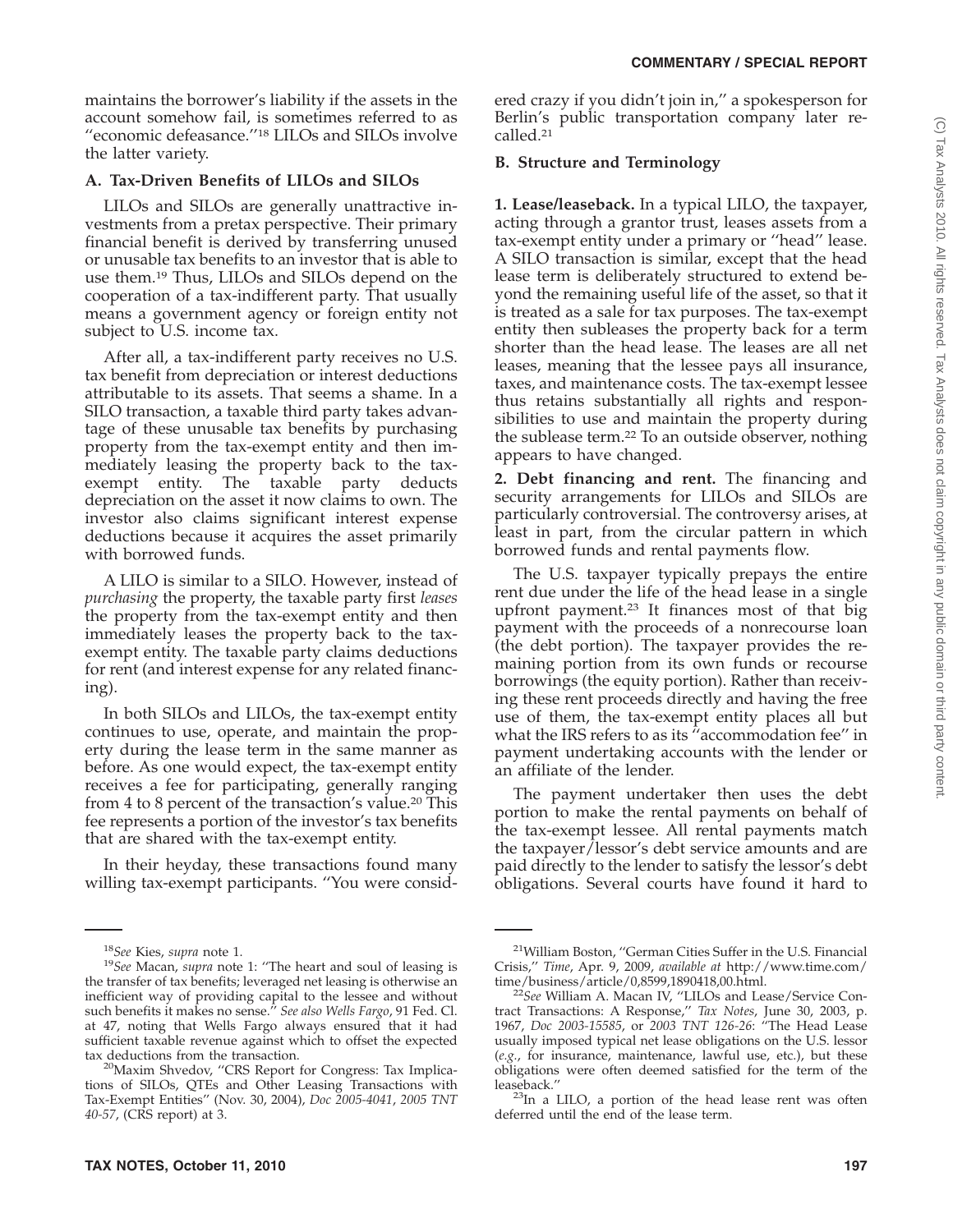maintains the borrower's liability if the assets in the account somehow fail, is sometimes referred to as "economic defeasance."[18] LILOs and SILOs involve the latter variety.

### A. Tax-Driven Benefits of LILOs and SILOs

LILOs and SILOs are generally unattractive investments from a pretax perspective. Their primary financial benefit is derived by transferring unused or unusable tax benefits to an investor that is able to use them.[19] Thus, LILOs and SILOs depend on the cooperation of a tax-indifferent party. That usually means a government agency or foreign entity not subject to U.S. income tax.

After all, a tax-indifferent party receives no U.S. tax benefit from depreciation or interest deductions attributable to its assets. That seems a shame. In a SILO transaction, a taxable third party takes advantage of these unusable tax benefits by purchasing property from the tax-exempt entity and then immediately leasing the property back to the tax-exempt entity. The taxable party deducts depreciation on the asset it now claims to own. The investor also claims significant interest expense deductions because it acquires the asset primarily with borrowed funds.

A LILO is similar to a SILO. However, instead of *purchasing* the property, the taxable party first *leases* the property from the tax-exempt entity and then immediately leases the property back to the tax-exempt entity. The taxable party claims deductions for rent (and interest expense for any related financing).

In both SILOs and LILOs, the tax-exempt entity continues to use, operate, and maintain the property during the lease term in the same manner as before. As one would expect, the tax-exempt entity receives a fee for participating, generally ranging from 4 to 8 percent of the transaction's value.[20] This fee represents a portion of the investor's tax benefits that are shared with the tax-exempt entity.

In their heyday, these transactions found many willing tax-exempt participants. "You were considered crazy if you didn't join in," a spokesperson for Berlin's public transportation company later recalled.[21]

### B. Structure and Terminology

**1. Lease/leaseback.** In a typical LILO, the taxpayer, acting through a grantor trust, leases assets from a tax-exempt entity under a primary or "head" lease. A SILO transaction is similar, except that the head lease term is deliberately structured to extend beyond the remaining useful life of the asset, so that it is treated as a sale for tax purposes. The tax-exempt entity then subleases the property back for a term shorter than the head lease. The leases are all net leases, meaning that the lessee pays all insurance, taxes, and maintenance costs. The tax-exempt lessee thus retains substantially all rights and responsibilities to use and maintain the property during the sublease term.[22] To an outside observer, nothing appears to have changed.

**2. Debt financing and rent.** The financing and security arrangements for LILOs and SILOs are particularly controversial. The controversy arises, at least in part, from the circular pattern in which borrowed funds and rental payments flow.

The U.S. taxpayer typically prepays the entire rent due under the life of the head lease in a single upfront payment.[23] It finances most of that big payment with the proceeds of a nonrecourse loan (the debt portion). The taxpayer provides the remaining portion from its own funds or recourse borrowings (the equity portion). Rather than receiving these rent proceeds directly and having the free use of them, the tax-exempt entity places all but what the IRS refers to as its "accommodation fee" in payment undertaking accounts with the lender or an affiliate of the lender.

The payment undertaker then uses the debt portion to make the rental payments on behalf of the tax-exempt lessee. All rental payments match the taxpayer/lessor's debt service amounts and are paid directly to the lender to satisfy the lessor's debt obligations. Several courts have found it hard to

---

[18]*See* Kies, *supra* note 1.

[19]*See* Macan, *supra* note 1: "The heart and soul of leasing is the transfer of tax benefits; leveraged net leasing is otherwise an inefficient way of providing capital to the lessee and without such benefits it makes no sense." *See also Wells Fargo*, 91 Fed. Cl. at 47, noting that Wells Fargo always ensured that it had sufficient taxable revenue against which to offset the expected tax deductions from the transaction.

[20]Maxim Shvedov, "CRS Report for Congress: Tax Implications of SILOs, QTEs and Other Leasing Transactions with Tax-Exempt Entities" (Nov. 30, 2004), *Doc 2005-4041*, *2005 TNT 40-57*, (CRS report) at 3.

[21]William Boston, "German Cities Suffer in the U.S. Financial Crisis," *Time*, Apr. 9, 2009, *available at* http://www.time.com/time/business/article/0,8599,1890418,00.html.

[22]*See* William A. Macan IV, "LILOs and Lease/Service Contract Transactions: A Response," *Tax Notes*, June 30, 2003, p. 1967, *Doc 2003-15585*, or *2003 TNT 126-26*: "The Head Lease usually imposed typical net lease obligations on the U.S. lessor (*e.g.*, for insurance, maintenance, lawful use, etc.), but these obligations were often deemed satisfied for the term of the leaseback."

[23]In a LILO, a portion of the head lease rent was often deferred until the end of the lease term.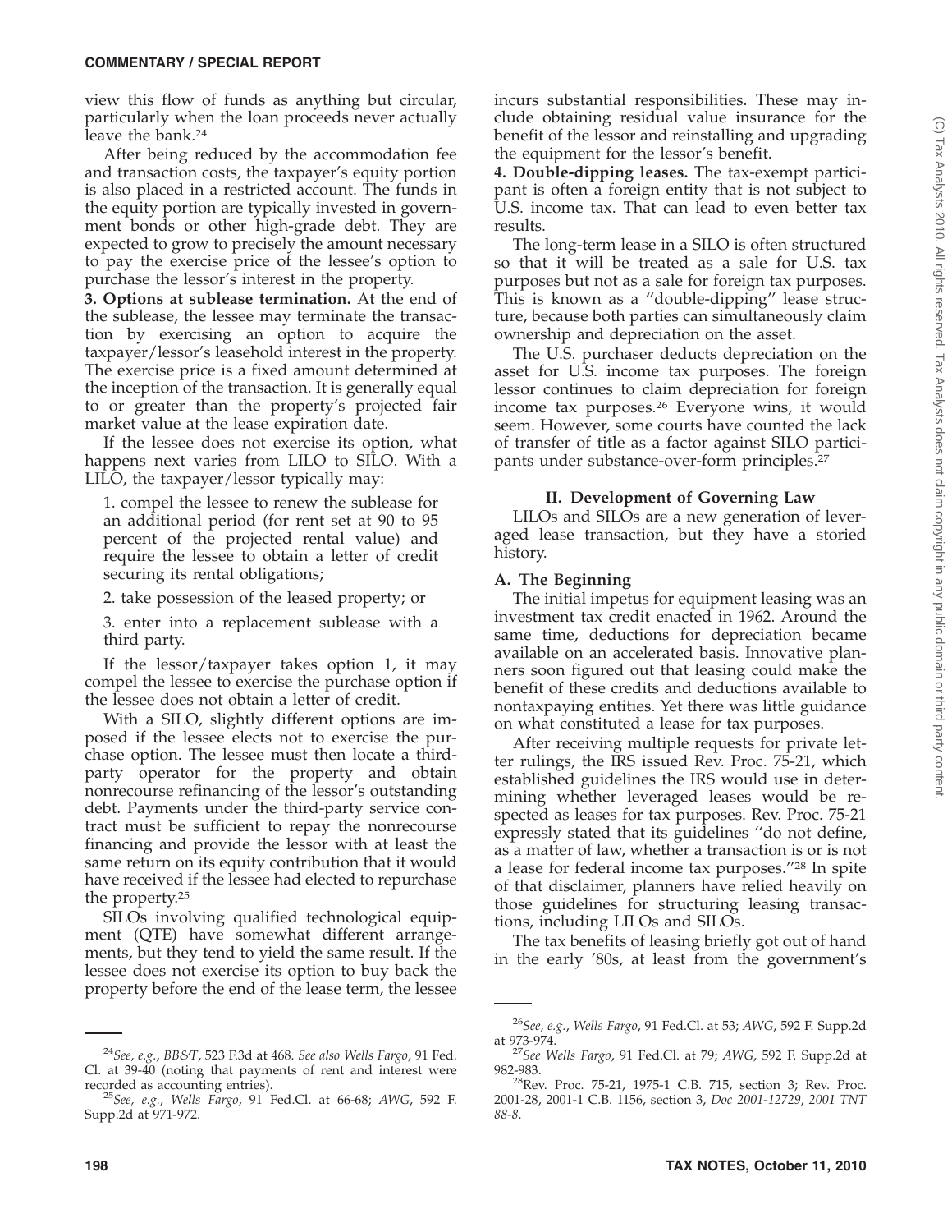view this flow of funds as anything but circular, particularly when the loan proceeds never actually leave the bank.[24]

After being reduced by the accommodation fee and transaction costs, the taxpayer's equity portion is also placed in a restricted account. The funds in the equity portion are typically invested in government bonds or other high-grade debt. They are expected to grow to precisely the amount necessary to pay the exercise price of the lessee's option to purchase the lessor's interest in the property.

**3. Options at sublease termination.** At the end of the sublease, the lessee may terminate the transaction by exercising an option to acquire the taxpayer/lessor's leasehold interest in the property. The exercise price is a fixed amount determined at the inception of the transaction. It is generally equal to or greater than the property's projected fair market value at the lease expiration date.

If the lessee does not exercise its option, what happens next varies from LILO to SILO. With a LILO, the taxpayer/lessor typically may:

1. compel the lessee to renew the sublease for an additional period (for rent set at 90 to 95 percent of the projected rental value) and require the lessee to obtain a letter of credit securing its rental obligations;

2. take possession of the leased property; or

3. enter into a replacement sublease with a third party.

If the lessor/taxpayer takes option 1, it may compel the lessee to exercise the purchase option if the lessee does not obtain a letter of credit.

With a SILO, slightly different options are imposed if the lessee elects not to exercise the purchase option. The lessee must then locate a third-party operator for the property and obtain nonrecourse refinancing of the lessor's outstanding debt. Payments under the third-party service contract must be sufficient to repay the nonrecourse financing and provide the lessor with at least the same return on its equity contribution that it would have received if the lessee had elected to repurchase the property.[25]

SILOs involving qualified technological equipment (QTE) have somewhat different arrangements, but they tend to yield the same result. If the lessee does not exercise its option to buy back the property before the end of the lease term, the lessee incurs substantial responsibilities. These may include obtaining residual value insurance for the benefit of the lessor and reinstalling and upgrading the equipment for the lessor's benefit.

**4. Double-dipping leases.** The tax-exempt participant is often a foreign entity that is not subject to U.S. income tax. That can lead to even better tax results.

The long-term lease in a SILO is often structured so that it will be treated as a sale for U.S. tax purposes but not as a sale for foreign tax purposes. This is known as a "double-dipping" lease structure, because both parties can simultaneously claim ownership and depreciation on the asset.

The U.S. purchaser deducts depreciation on the asset for U.S. income tax purposes. The foreign lessor continues to claim depreciation for foreign income tax purposes.[26] Everyone wins, it would seem. However, some courts have counted the lack of transfer of title as a factor against SILO participants under substance-over-form principles.[27]

## II. Development of Governing Law

LILOs and SILOs are a new generation of leveraged lease transaction, but they have a storied history.

### A. The Beginning

The initial impetus for equipment leasing was an investment tax credit enacted in 1962. Around the same time, deductions for depreciation became available on an accelerated basis. Innovative planners soon figured out that leasing could make the benefit of these credits and deductions available to nontaxpaying entities. Yet there was little guidance on what constituted a lease for tax purposes.

After receiving multiple requests for private letter rulings, the IRS issued Rev. Proc. 75-21, which established guidelines the IRS would use in determining whether leveraged leases would be respected as leases for tax purposes. Rev. Proc. 75-21 expressly stated that its guidelines "do not define, as a matter of law, whether a transaction is or is not a lease for federal income tax purposes."[28] In spite of that disclaimer, planners have relied heavily on those guidelines for structuring leasing transactions, including LILOs and SILOs.

The tax benefits of leasing briefly got out of hand in the early '80s, at least from the government's

---

[24] *See, e.g.*, *BB&T*, 523 F.3d at 468. *See also Wells Fargo*, 91 Fed. Cl. at 39-40 (noting that payments of rent and interest were recorded as accounting entries).

[25] *See, e.g.*, *Wells Fargo*, 91 Fed.Cl. at 66-68; *AWG*, 592 F. Supp.2d at 971-972.

[26] *See, e.g.*, *Wells Fargo*, 91 Fed.Cl. at 53; *AWG*, 592 F. Supp.2d at 973-974.

[27] *See Wells Fargo*, 91 Fed.Cl. at 79; *AWG*, 592 F. Supp.2d at 982-983.

[28] Rev. Proc. 75-21, 1975-1 C.B. 715, section 3; Rev. Proc. 2001-28, 2001-1 C.B. 1156, section 3, *Doc 2001-12729*, *2001 TNT 88-8*.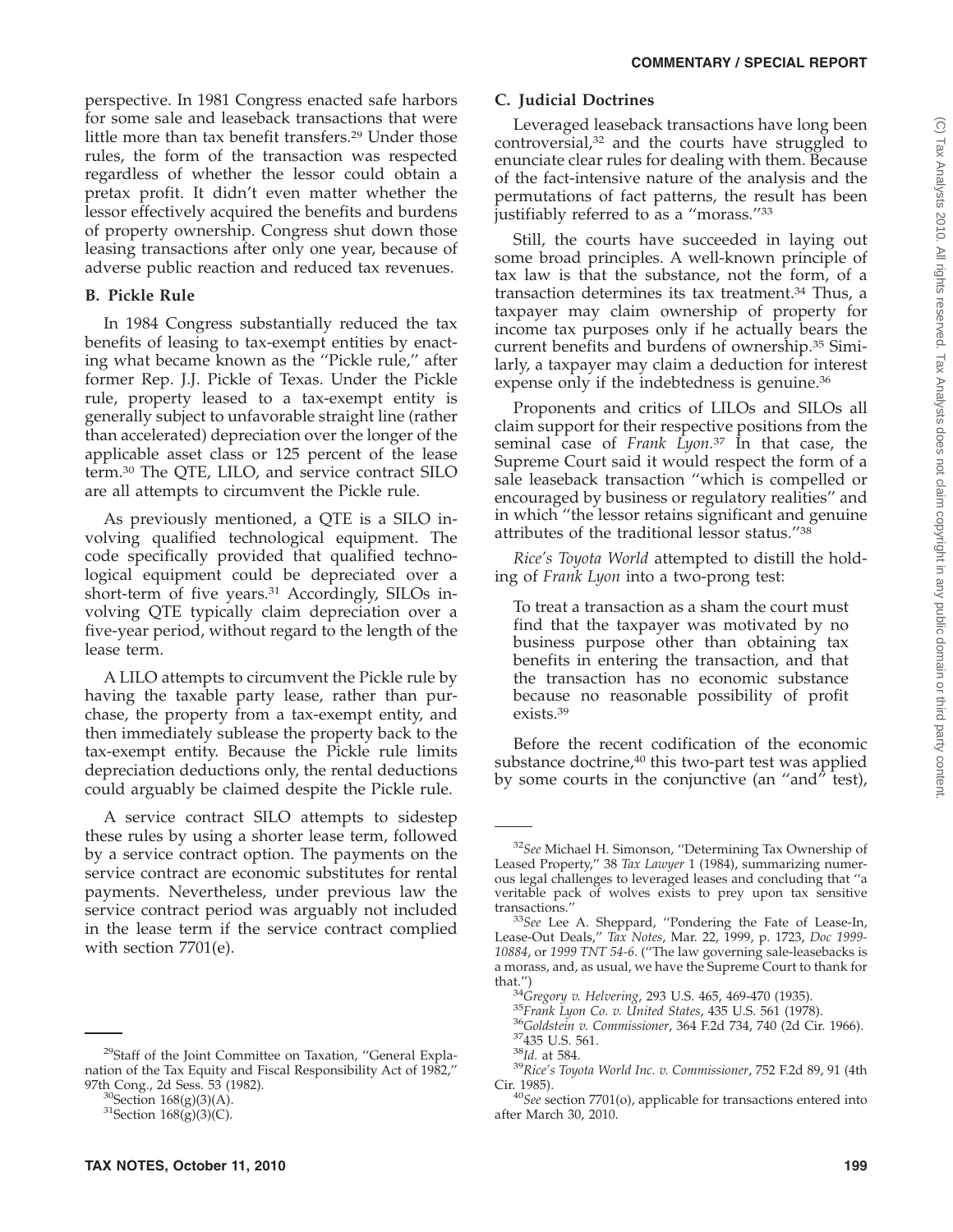perspective. In 1981 Congress enacted safe harbors for some sale and leaseback transactions that were little more than tax benefit transfers.[29] Under those rules, the form of the transaction was respected regardless of whether the lessor could obtain a pretax profit. It didn't even matter whether the lessor effectively acquired the benefits and burdens of property ownership. Congress shut down those leasing transactions after only one year, because of adverse public reaction and reduced tax revenues.

### B. Pickle Rule

In 1984 Congress substantially reduced the tax benefits of leasing to tax-exempt entities by enacting what became known as the "Pickle rule," after former Rep. J.J. Pickle of Texas. Under the Pickle rule, property leased to a tax-exempt entity is generally subject to unfavorable straight line (rather than accelerated) depreciation over the longer of the applicable asset class or 125 percent of the lease term.[30] The QTE, LILO, and service contract SILO are all attempts to circumvent the Pickle rule.

As previously mentioned, a QTE is a SILO involving qualified technological equipment. The code specifically provided that qualified technological equipment could be depreciated over a short-term of five years.[31] Accordingly, SILOs involving QTE typically claim depreciation over a five-year period, without regard to the length of the lease term.

A LILO attempts to circumvent the Pickle rule by having the taxable party lease, rather than purchase, the property from a tax-exempt entity, and then immediately sublease the property back to the tax-exempt entity. Because the Pickle rule limits depreciation deductions only, the rental deductions could arguably be claimed despite the Pickle rule.

A service contract SILO attempts to sidestep these rules by using a shorter lease term, followed by a service contract option. The payments on the service contract are economic substitutes for rental payments. Nevertheless, under previous law the service contract period was arguably not included in the lease term if the service contract complied with section 7701(e).

### C. Judicial Doctrines

Leveraged leaseback transactions have long been controversial,[32] and the courts have struggled to enunciate clear rules for dealing with them. Because of the fact-intensive nature of the analysis and the permutations of fact patterns, the result has been justifiably referred to as a "morass."[33]

Still, the courts have succeeded in laying out some broad principles. A well-known principle of tax law is that the substance, not the form, of a transaction determines its tax treatment.[34] Thus, a taxpayer may claim ownership of property for income tax purposes only if he actually bears the current benefits and burdens of ownership.[35] Similarly, a taxpayer may claim a deduction for interest expense only if the indebtedness is genuine.[36]

Proponents and critics of LILOs and SILOs all claim support for their respective positions from the seminal case of *Frank Lyon*.[37] In that case, the Supreme Court said it would respect the form of a sale leaseback transaction "which is compelled or encouraged by business or regulatory realities" and in which "the lessor retains significant and genuine attributes of the traditional lessor status."[38]

*Rice's Toyota World* attempted to distill the holding of *Frank Lyon* into a two-prong test:

> To treat a transaction as a sham the court must find that the taxpayer was motivated by no business purpose other than obtaining tax benefits in entering the transaction, and that the transaction has no economic substance because no reasonable possibility of profit exists.[39]

Before the recent codification of the economic substance doctrine,[40] this two-part test was applied by some courts in the conjunctive (an "and" test),

---

[29] Staff of the Joint Committee on Taxation, "General Explanation of the Tax Equity and Fiscal Responsibility Act of 1982," 97th Cong., 2d Sess. 53 (1982).

[30] Section 168(g)(3)(A).

[31] Section 168(g)(3)(C).

[32] *See* Michael H. Simonson, "Determining Tax Ownership of Leased Property," 38 *Tax Lawyer* 1 (1984), summarizing numerous legal challenges to leveraged leases and concluding that "a veritable pack of wolves exists to prey upon tax sensitive transactions."

[33] *See* Lee A. Sheppard, "Pondering the Fate of Lease-In, Lease-Out Deals," *Tax Notes*, Mar. 22, 1999, p. 1723, *Doc 1999-10884*, or *1999 TNT 54-6*. ("The law governing sale-leasebacks is a morass, and, as usual, we have the Supreme Court to thank for that.")

[34] *Gregory v. Helvering*, 293 U.S. 465, 469-470 (1935).

[35] *Frank Lyon Co. v. United States*, 435 U.S. 561 (1978).

[36] *Goldstein v. Commissioner*, 364 F.2d 734, 740 (2d Cir. 1966).

[37] 435 U.S. 561.

[38] *Id.* at 584.

[39] *Rice's Toyota World Inc. v. Commissioner*, 752 F.2d 89, 91 (4th Cir. 1985).

[40] *See* section 7701(o), applicable for transactions entered into after March 30, 2010.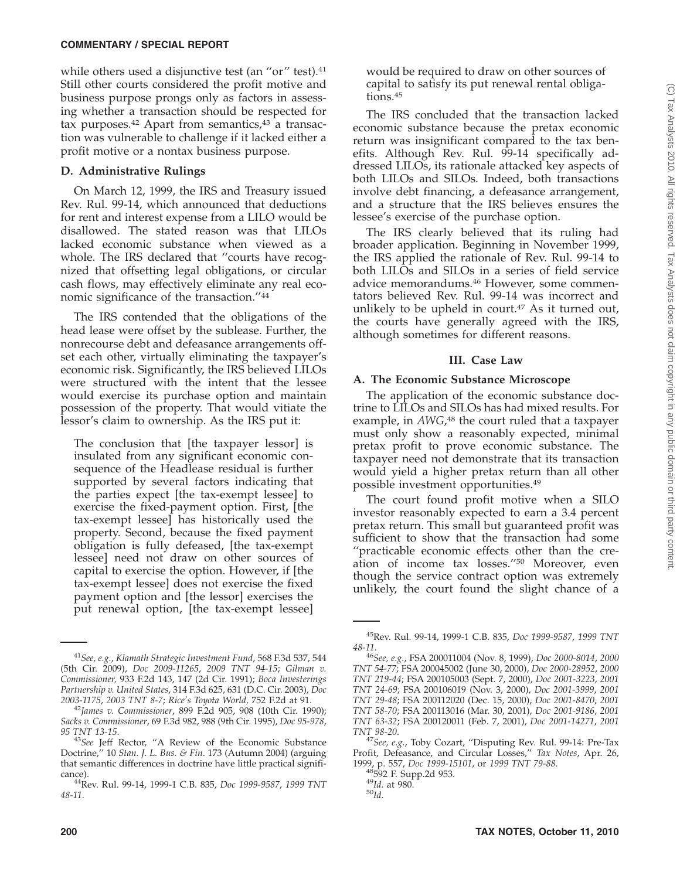while others used a disjunctive test (an ''or'' test).[41] Still other courts considered the profit motive and business purpose prongs only as factors in assessing whether a transaction should be respected for tax purposes.[42] Apart from semantics,[43] a transaction was vulnerable to challenge if it lacked either a profit motive or a nontax business purpose.

### D. Administrative Rulings

On March 12, 1999, the IRS and Treasury issued Rev. Rul. 99-14, which announced that deductions for rent and interest expense from a LILO would be disallowed. The stated reason was that LILOs lacked economic substance when viewed as a whole. The IRS declared that ''courts have recognized that offsetting legal obligations, or circular cash flows, may effectively eliminate any real economic significance of the transaction.''[44]

The IRS contended that the obligations of the head lease were offset by the sublease. Further, the nonrecourse debt and defeasance arrangements offset each other, virtually eliminating the taxpayer's economic risk. Significantly, the IRS believed LILOs were structured with the intent that the lessee would exercise its purchase option and maintain possession of the property. That would vitiate the lessor's claim to ownership. As the IRS put it:

> The conclusion that [the taxpayer lessor] is insulated from any significant economic consequence of the Headlease residual is further supported by several factors indicating that the parties expect [the tax-exempt lessee] to exercise the fixed-payment option. First, [the tax-exempt lessee] has historically used the property. Second, because the fixed payment obligation is fully defeased, [the tax-exempt lessee] need not draw on other sources of capital to exercise the option. However, if [the tax-exempt lessee] does not exercise the fixed payment option and [the lessor] exercises the put renewal option, [the tax-exempt lessee] would be required to draw on other sources of capital to satisfy its put renewal rental obligations.[45]

The IRS concluded that the transaction lacked economic substance because the pretax economic return was insignificant compared to the tax benefits. Although Rev. Rul. 99-14 specifically addressed LILOs, its rationale attacked key aspects of both LILOs and SILOs. Indeed, both transactions involve debt financing, a defeasance arrangement, and a structure that the IRS believes ensures the lessee's exercise of the purchase option.

The IRS clearly believed that its ruling had broader application. Beginning in November 1999, the IRS applied the rationale of Rev. Rul. 99-14 to both LILOs and SILOs in a series of field service advice memorandums.[46] However, some commentators believed Rev. Rul. 99-14 was incorrect and unlikely to be upheld in court.[47] As it turned out, the courts have generally agreed with the IRS, although sometimes for different reasons.

## III. Case Law

### A. The Economic Substance Microscope

The application of the economic substance doctrine to LILOs and SILOs has had mixed results. For example, in *AWG*,[48] the court ruled that a taxpayer must only show a reasonably expected, minimal pretax profit to prove economic substance. The taxpayer need not demonstrate that its transaction would yield a higher pretax return than all other possible investment opportunities.[49]

The court found profit motive when a SILO investor reasonably expected to earn a 3.4 percent pretax return. This small but guaranteed profit was sufficient to show that the transaction had some ''practicable economic effects other than the creation of income tax losses.''[50] Moreover, even though the service contract option was extremely unlikely, the court found the slight chance of a

---

[41]*See, e.g.*, *Klamath Strategic Investment Fund*, 568 F.3d 537, 544 (5th Cir. 2009), *Doc 2009-11265*, *2009 TNT 94-15*; *Gilman v. Commissioner*, 933 F.2d 143, 147 (2d Cir. 1991); *Boca Investerings Partnership v. United States*, 314 F.3d 625, 631 (D.C. Cir. 2003), *Doc 2003-1175*, *2003 TNT 8-7*; *Rice's Toyota World*, 752 F.2d at 91.

[42]*James v. Commissioner*, 899 F.2d 905, 908 (10th Cir. 1990); *Sacks v. Commissioner*, 69 F.3d 982, 988 (9th Cir. 1995), *Doc 95-978*, *95 TNT 13-15*.

[43]*See* Jeff Rector, ''A Review of the Economic Substance Doctrine,'' 10 *Stan. J. L. Bus. & Fin.* 173 (Autumn 2004) (arguing that semantic differences in doctrine have little practical significance).

[44]Rev. Rul. 99-14, 1999-1 C.B. 835, *Doc 1999-9587*, *1999 TNT 48-11*.

[45]Rev. Rul. 99-14, 1999-1 C.B. 835, *Doc 1999-9587*, *1999 TNT 48-11*.

[46]*See, e.g.*, FSA 200011004 (Nov. 8, 1999), *Doc 2000-8014*, *2000 TNT 54-77*; FSA 200045002 (June 30, 2000), *Doc 2000-28952*, *2000 TNT 219-44*; FSA 200105003 (Sept. 7, 2000), *Doc 2001-3223*, *2001 TNT 24-69*; FSA 200106019 (Nov. 3, 2000), *Doc 2001-3999*, *2001 TNT 29-48*; FSA 200112020 (Dec. 15, 2000), *Doc 2001-8470*, *2001 TNT 58-70*; FSA 200113016 (Mar. 30, 2001), *Doc 2001-9186*, *2001 TNT 63-32*; FSA 200120011 (Feb. 7, 2001), *Doc 2001-14271*, *2001 TNT 98-20*.

[47]*See, e.g.*, Toby Cozart, ''Disputing Rev. Rul. 99-14: Pre-Tax Profit, Defeasance, and Circular Losses,'' *Tax Notes*, Apr. 26, 1999, p. 557, *Doc 1999-15101*, or *1999 TNT 79-88*.

[48]592 F. Supp.2d 953.

[49]*Id.* at 980.

[50]*Id.*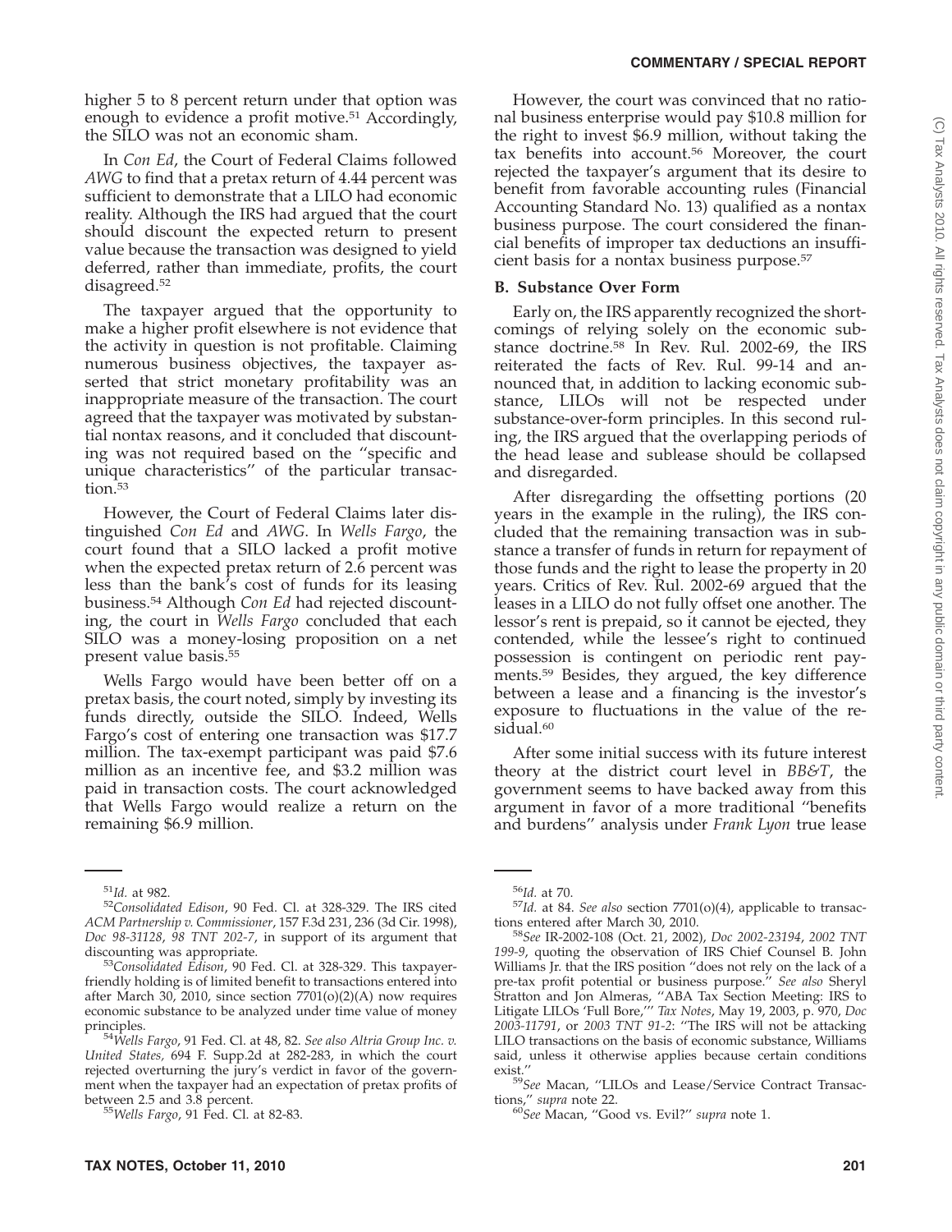higher 5 to 8 percent return under that option was enough to evidence a profit motive.[51] Accordingly, the SILO was not an economic sham.

In *Con Ed*, the Court of Federal Claims followed *AWG* to find that a pretax return of 4.44 percent was sufficient to demonstrate that a LILO had economic reality. Although the IRS had argued that the court should discount the expected return to present value because the transaction was designed to yield deferred, rather than immediate, profits, the court disagreed.[52]

The taxpayer argued that the opportunity to make a higher profit elsewhere is not evidence that the activity in question is not profitable. Claiming numerous business objectives, the taxpayer asserted that strict monetary profitability was an inappropriate measure of the transaction. The court agreed that the taxpayer was motivated by substantial nontax reasons, and it concluded that discounting was not required based on the ''specific and unique characteristics'' of the particular transaction.[53]

However, the Court of Federal Claims later distinguished *Con Ed* and *AWG*. In *Wells Fargo*, the court found that a SILO lacked a profit motive when the expected pretax return of 2.6 percent was less than the bank's cost of funds for its leasing business.[54] Although *Con Ed* had rejected discounting, the court in *Wells Fargo* concluded that each SILO was a money-losing proposition on a net present value basis.[55]

Wells Fargo would have been better off on a pretax basis, the court noted, simply by investing its funds directly, outside the SILO. Indeed, Wells Fargo's cost of entering one transaction was $17.7 million. The tax-exempt participant was paid $7.6 million as an incentive fee, and $3.2 million was paid in transaction costs. The court acknowledged that Wells Fargo would realize a return on the remaining $6.9 million.

However, the court was convinced that no rational business enterprise would pay $10.8 million for the right to invest $6.9 million, without taking the tax benefits into account.[56] Moreover, the court rejected the taxpayer's argument that its desire to benefit from favorable accounting rules (Financial Accounting Standard No. 13) qualified as a nontax business purpose. The court considered the financial benefits of improper tax deductions an insufficient basis for a nontax business purpose.[57]

### B. Substance Over Form

Early on, the IRS apparently recognized the shortcomings of relying solely on the economic substance doctrine.[58] In Rev. Rul. 2002-69, the IRS reiterated the facts of Rev. Rul. 99-14 and announced that, in addition to lacking economic substance, LILOs will not be respected under substance-over-form principles. In this second ruling, the IRS argued that the overlapping periods of the head lease and sublease should be collapsed and disregarded.

After disregarding the offsetting portions (20 years in the example in the ruling), the IRS concluded that the remaining transaction was in substance a transfer of funds in return for repayment of those funds and the right to lease the property in 20 years. Critics of Rev. Rul. 2002-69 argued that the leases in a LILO do not fully offset one another. The lessor's rent is prepaid, so it cannot be ejected, they contended, while the lessee's right to continued possession is contingent on periodic rent payments.[59] Besides, they argued, the key difference between a lease and a financing is the investor's exposure to fluctuations in the value of the residual.[60]

After some initial success with its future interest theory at the district court level in *BB&T*, the government seems to have backed away from this argument in favor of a more traditional ''benefits and burdens'' analysis under *Frank Lyon* true lease

---

[51] *Id.* at 982.

[52] *Consolidated Edison*, 90 Fed. Cl. at 328-329. The IRS cited *ACM Partnership v. Commissioner*, 157 F.3d 231, 236 (3d Cir. 1998), *Doc 98-31128*, *98 TNT 202-7*, in support of its argument that discounting was appropriate.

[53] *Consolidated Edison*, 90 Fed. Cl. at 328-329. This taxpayer-friendly holding is of limited benefit to transactions entered into after March 30, 2010, since section 7701(o)(2)(A) now requires economic substance to be analyzed under time value of money principles.

[54] *Wells Fargo*, 91 Fed. Cl. at 48, 82. *See also Altria Group Inc. v. United States,* 694 F. Supp.2d at 282-283, in which the court rejected overturning the jury's verdict in favor of the government when the taxpayer had an expectation of pretax profits of between 2.5 and 3.8 percent.

[55] *Wells Fargo*, 91 Fed. Cl. at 82-83.

[56] *Id.* at 70.

[57] *Id.* at 84. *See also* section 7701(o)(4), applicable to transactions entered after March 30, 2010.

[58] *See* IR-2002-108 (Oct. 21, 2002), *Doc 2002-23194*, *2002 TNT 199-9*, quoting the observation of IRS Chief Counsel B. John Williams Jr. that the IRS position ''does not rely on the lack of a pre-tax profit potential or business purpose.'' *See also* Sheryl Stratton and Jon Almeras, ''ABA Tax Section Meeting: IRS to Litigate LILOs 'Full Bore,''' *Tax Notes*, May 19, 2003, p. 970, *Doc 2003-11791*, or *2003 TNT 91-2*: ''The IRS will not be attacking LILO transactions on the basis of economic substance, Williams said, unless it otherwise applies because certain conditions exist.''

[59] *See* Macan, ''LILOs and Lease/Service Contract Transactions,'' *supra* note 22.

[60] *See* Macan, ''Good vs. Evil?'' *supra* note 1.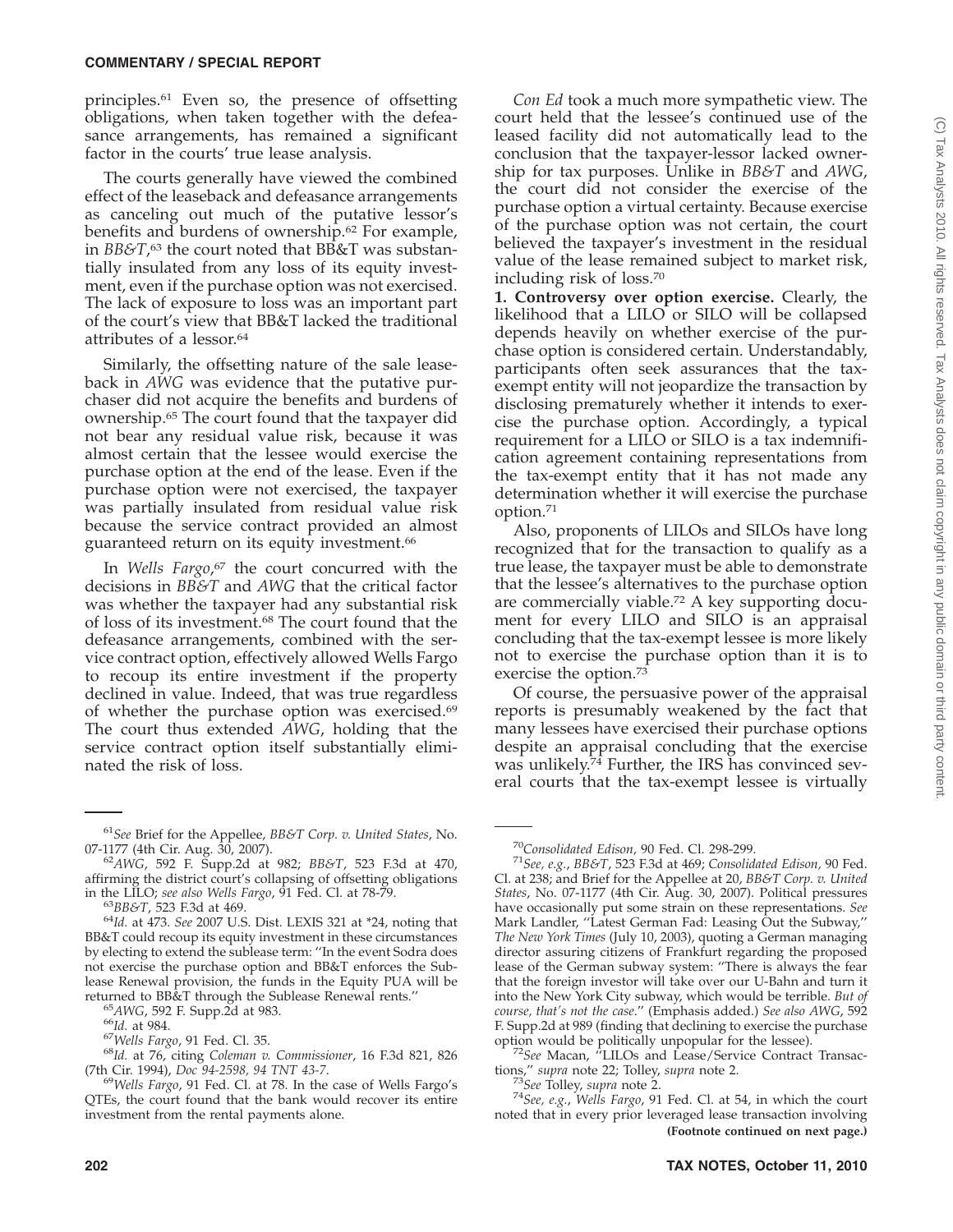principles.[61] Even so, the presence of offsetting obligations, when taken together with the defeasance arrangements, has remained a significant factor in the courts' true lease analysis.

The courts generally have viewed the combined effect of the leaseback and defeasance arrangements as canceling out much of the putative lessor's benefits and burdens of ownership.[62] For example, in *BB&T*,[63] the court noted that BB&T was substantially insulated from any loss of its equity investment, even if the purchase option was not exercised. The lack of exposure to loss was an important part of the court's view that BB&T lacked the traditional attributes of a lessor.[64]

Similarly, the offsetting nature of the sale leaseback in *AWG* was evidence that the putative purchaser did not acquire the benefits and burdens of ownership.[65] The court found that the taxpayer did not bear any residual value risk, because it was almost certain that the lessee would exercise the purchase option at the end of the lease. Even if the purchase option were not exercised, the taxpayer was partially insulated from residual value risk because the service contract provided an almost guaranteed return on its equity investment.[66]

In *Wells Fargo*,[67] the court concurred with the decisions in *BB&T* and *AWG* that the critical factor was whether the taxpayer had any substantial risk of loss of its investment.[68] The court found that the defeasance arrangements, combined with the service contract option, effectively allowed Wells Fargo to recoup its entire investment if the property declined in value. Indeed, that was true regardless of whether the purchase option was exercised.[69] The court thus extended *AWG*, holding that the service contract option itself substantially eliminated the risk of loss.

*Con Ed* took a much more sympathetic view. The court held that the lessee's continued use of the leased facility did not automatically lead to the conclusion that the taxpayer-lessor lacked ownership for tax purposes. Unlike in *BB&T* and *AWG*, the court did not consider the exercise of the purchase option a virtual certainty. Because exercise of the purchase option was not certain, the court believed the taxpayer's investment in the residual value of the lease remained subject to market risk, including risk of loss.[70]

**1. Controversy over option exercise.** Clearly, the likelihood that a LILO or SILO will be collapsed depends heavily on whether exercise of the purchase option is considered certain. Understandably, participants often seek assurances that the tax-exempt entity will not jeopardize the transaction by disclosing prematurely whether it intends to exercise the purchase option. Accordingly, a typical requirement for a LILO or SILO is a tax indemnification agreement containing representations from the tax-exempt entity that it has not made any determination whether it will exercise the purchase option.[71]

Also, proponents of LILOs and SILOs have long recognized that for the transaction to qualify as a true lease, the taxpayer must be able to demonstrate that the lessee's alternatives to the purchase option are commercially viable.[72] A key supporting document for every LILO and SILO is an appraisal concluding that the tax-exempt lessee is more likely not to exercise the purchase option than it is to exercise the option.[73]

Of course, the persuasive power of the appraisal reports is presumably weakened by the fact that many lessees have exercised their purchase options despite an appraisal concluding that the exercise was unlikely.[74] Further, the IRS has convinced several courts that the tax-exempt lessee is virtually

---

[61]*See* Brief for the Appellee, *BB&T Corp. v. United States*, No. 07-1177 (4th Cir. Aug. 30, 2007).

[62]*AWG*, 592 F. Supp.2d at 982; *BB&T*, 523 F.3d at 470, affirming the district court's collapsing of offsetting obligations in the LILO; *see also Wells Fargo*, 91 Fed. Cl. at 78-79.

[63]*BB&T*, 523 F.3d at 469.

[64]*Id.* at 473. *See* 2007 U.S. Dist. LEXIS 321 at *24, noting that BB&T could recoup its equity investment in these circumstances by electing to extend the sublease term: "In the event Sodra does not exercise the purchase option and BB&T enforces the Sublease Renewal provision, the funds in the Equity PUA will be returned to BB&T through the Sublease Renewal rents."

[65]*AWG*, 592 F. Supp.2d at 983.

[66]*Id.* at 984.

[67]*Wells Fargo*, 91 Fed. Cl. 35.

[68]*Id.* at 76, citing *Coleman v. Commissioner*, 16 F.3d 821, 826 (7th Cir. 1994), *Doc 94-2598, 94 TNT 43-7*.

[69]*Wells Fargo*, 91 Fed. Cl. at 78. In the case of Wells Fargo's QTEs, the court found that the bank would recover its entire investment from the rental payments alone.

[70]*Consolidated Edison,* 90 Fed. Cl. 298-299.

[71]*See, e.g.*, *BB&T*, 523 F.3d at 469; *Consolidated Edison,* 90 Fed. Cl. at 238; and Brief for the Appellee at 20, *BB&T Corp. v. United States*, No. 07-1177 (4th Cir. Aug. 30, 2007). Political pressures have occasionally put some strain on these representations. *See* Mark Landler, "Latest German Fad: Leasing Out the Subway," *The New York Times* (July 10, 2003), quoting a German managing director assuring citizens of Frankfurt regarding the proposed lease of the German subway system: "There is always the fear that the foreign investor will take over our U-Bahn and turn it into the New York City subway, which would be terrible. *But of course, that's not the case*." (Emphasis added.) *See also AWG*, 592 F. Supp.2d at 989 (finding that declining to exercise the purchase option would be politically unpopular for the lessee).

[72]*See* Macan, "LILOs and Lease/Service Contract Transactions," *supra* note 22; Tolley, *supra* note 2.

[73]*See* Tolley, *supra* note 2.

[74]*See, e.g.*, *Wells Fargo*, 91 Fed. Cl. at 54, in which the court noted that in every prior leveraged lease transaction involving **(Footnote continued on next page.)**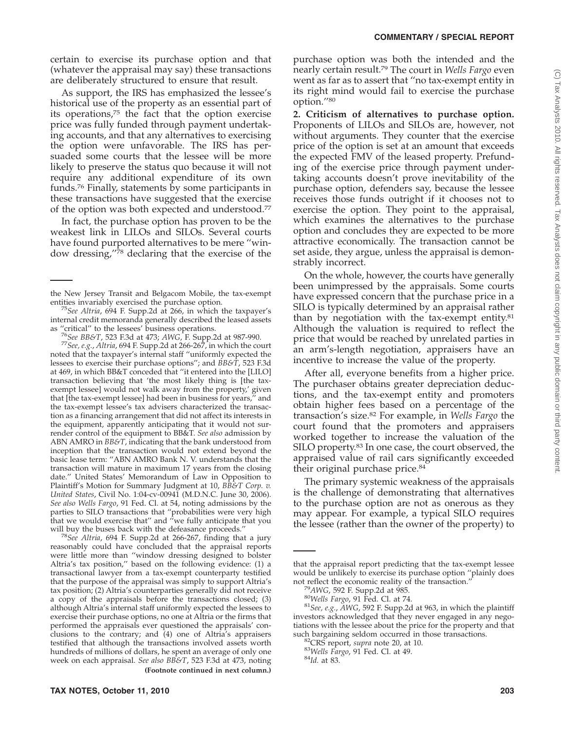certain to exercise its purchase option and that (whatever the appraisal may say) these transactions are deliberately structured to ensure that result.

As support, the IRS has emphasized the lessee's historical use of the property as an essential part of its operations,[75] the fact that the option exercise price was fully funded through payment undertaking accounts, and that any alternatives to exercising the option were unfavorable. The IRS has persuaded some courts that the lessee will be more likely to preserve the status quo because it will not require any additional expenditure of its own funds.[76] Finally, statements by some participants in these transactions have suggested that the exercise of the option was both expected and understood.[77]

In fact, the purchase option has proven to be the weakest link in LILOs and SILOs. Several courts have found purported alternatives to be mere ''window dressing,''[78] declaring that the exercise of the purchase option was both the intended and the nearly certain result.[79] The court in *Wells Fargo* even went as far as to assert that ''no tax-exempt entity in its right mind would fail to exercise the purchase option.''[80]

**2. Criticism of alternatives to purchase option.** Proponents of LILOs and SILOs are, however, not without arguments. They counter that the exercise price of the option is set at an amount that exceeds the expected FMV of the leased property. Prefunding of the exercise price through payment undertaking accounts doesn't prove inevitability of the purchase option, defenders say, because the lessee receives those funds outright if it chooses not to exercise the option. They point to the appraisal, which examines the alternatives to the purchase option and concludes they are expected to be more attractive economically. The transaction cannot be set aside, they argue, unless the appraisal is demonstrably incorrect.

On the whole, however, the courts have generally been unimpressed by the appraisals. Some courts have expressed concern that the purchase price in a SILO is typically determined by an appraisal rather than by negotiation with the tax-exempt entity.[81] Although the valuation is required to reflect the price that would be reached by unrelated parties in an arm's-length negotiation, appraisers have an incentive to increase the value of the property.

After all, everyone benefits from a higher price. The purchaser obtains greater depreciation deductions, and the tax-exempt entity and promoters obtain higher fees based on a percentage of the transaction's size.[82] For example, in *Wells Fargo* the court found that the promoters and appraisers worked together to increase the valuation of the SILO property.[83] In one case, the court observed, the appraised value of rail cars significantly exceeded their original purchase price.[84]

The primary systemic weakness of the appraisals is the challenge of demonstrating that alternatives to the purchase option are not as onerous as they may appear. For example, a typical SILO requires the lessee (rather than the owner of the property) to

---

the New Jersey Transit and Belgacom Mobile, the tax-exempt entities invariably exercised the purchase option.

[75]*See Altria*, 694 F. Supp.2d at 266, in which the taxpayer's internal credit memoranda generally described the leased assets as ''critical'' to the lessees' business operations.

[76]*See BB&T*, 523 F.3d at 473; *AWG*, F. Supp.2d at 987-990.

[77]*See, e.g.*, *Altria*, 694 F. Supp.2d at 266-267, in which the court noted that the taxpayer's internal staff ''uniformly expected the lessees to exercise their purchase options''; and *BB&T*, 523 F.3d at 469, in which BB&T conceded that ''it entered into the [LILO] transaction believing that 'the most likely thing is [the tax-exempt lessee] would not walk away from the property,' given that [the tax-exempt lessee] had been in business for years,'' and the tax-exempt lessee's tax advisers characterized the transaction as a financing arrangement that did not affect its interests in the equipment, apparently anticipating that it would not surrender control of the equipment to BB&T. *See also* admission by ABN AMRO in *BB&T*, indicating that the bank understood from inception that the transaction would not extend beyond the basic lease term: ''ABN AMRO Bank N. V. understands that the transaction will mature in maximum 17 years from the closing date.'' United States' Memorandum of Law in Opposition to Plaintiff's Motion for Summary Judgment at 10, *BB&T Corp. v. United States*, Civil No. 1:04-cv-00941 (M.D.N.C. June 30, 2006). *See also Wells Fargo*, 91 Fed. Cl. at 54, noting admissions by the parties to SILO transactions that ''probabilities were very high that we would exercise that'' and ''we fully anticipate that you will buy the buses back with the defeasance proceeds.''

[78]*See Altria*, 694 F. Supp.2d at 266-267, finding that a jury reasonably could have concluded that the appraisal reports were little more than ''window dressing designed to bolster Altria's tax position,'' based on the following evidence: (1) a transactional lawyer from a tax-exempt counterparty testified that the purpose of the appraisal was simply to support Altria's tax position; (2) Altria's counterparties generally did not receive a copy of the appraisals before the transactions closed; (3) although Altria's internal staff uniformly expected the lessees to exercise their purchase options, no one at Altria or the firms that performed the appraisals ever questioned the appraisals' conclusions to the contrary; and (4) one of Altria's appraisers testified that although the transactions involved assets worth hundreds of millions of dollars, he spent an average of only one week on each appraisal. *See also BB&T*, 523 F.3d at 473, noting that the appraisal report predicting that the tax-exempt lessee would be unlikely to exercise its purchase option ''plainly does not reflect the economic reality of the transaction.''

[79]*AWG*, 592 F. Supp.2d at 985.

[80]*Wells Fargo*, 91 Fed. Cl. at 74.

[81]*See, e.g.*, *AWG*, 592 F. Supp.2d at 963, in which the plaintiff investors acknowledged that they never engaged in any negotiations with the lessee about the price for the property and that such bargaining seldom occurred in those transactions.

[82]CRS report, *supra* note 20, at 10.

[83]*Wells Fargo*, 91 Fed. Cl. at 49.

[84]*Id.* at 83.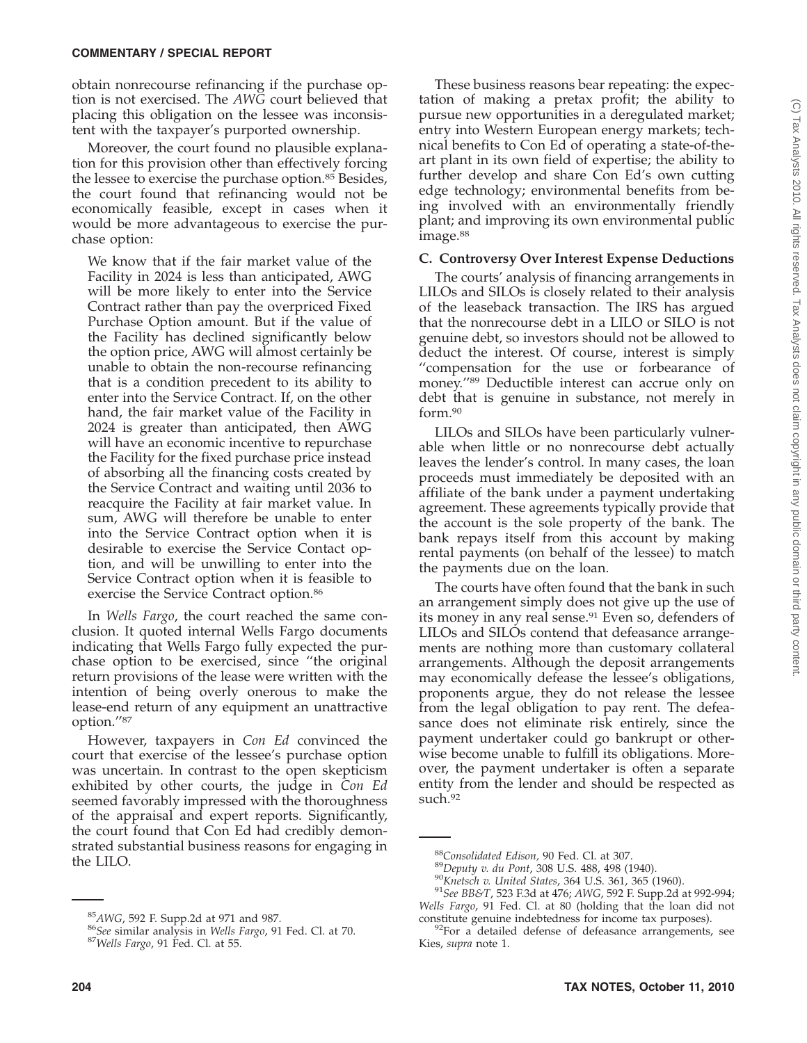obtain nonrecourse refinancing if the purchase option is not exercised. The *AWG* court believed that placing this obligation on the lessee was inconsistent with the taxpayer's purported ownership.

Moreover, the court found no plausible explanation for this provision other than effectively forcing the lessee to exercise the purchase option.[85] Besides, the court found that refinancing would not be economically feasible, except in cases when it would be more advantageous to exercise the purchase option:

> We know that if the fair market value of the Facility in 2024 is less than anticipated, AWG will be more likely to enter into the Service Contract rather than pay the overpriced Fixed Purchase Option amount. But if the value of the Facility has declined significantly below the option price, AWG will almost certainly be unable to obtain the non-recourse refinancing that is a condition precedent to its ability to enter into the Service Contract. If, on the other hand, the fair market value of the Facility in 2024 is greater than anticipated, then AWG will have an economic incentive to repurchase the Facility for the fixed purchase price instead of absorbing all the financing costs created by the Service Contract and waiting until 2036 to reacquire the Facility at fair market value. In sum, AWG will therefore be unable to enter into the Service Contract option when it is desirable to exercise the Service Contact option, and will be unwilling to enter into the Service Contract option when it is feasible to exercise the Service Contract option.[86]

In *Wells Fargo*, the court reached the same conclusion. It quoted internal Wells Fargo documents indicating that Wells Fargo fully expected the purchase option to be exercised, since "the original return provisions of the lease were written with the intention of being overly onerous to make the lease-end return of any equipment an unattractive option."[87]

However, taxpayers in *Con Ed* convinced the court that exercise of the lessee's purchase option was uncertain. In contrast to the open skepticism exhibited by other courts, the judge in *Con Ed* seemed favorably impressed with the thoroughness of the appraisal and expert reports. Significantly, the court found that Con Ed had credibly demonstrated substantial business reasons for engaging in the LILO.

These business reasons bear repeating: the expectation of making a pretax profit; the ability to pursue new opportunities in a deregulated market; entry into Western European energy markets; technical benefits to Con Ed of operating a state-of-the-art plant in its own field of expertise; the ability to further develop and share Con Ed's own cutting edge technology; environmental benefits from being involved with an environmentally friendly plant; and improving its own environmental public image.[88]

### C. Controversy Over Interest Expense Deductions

The courts' analysis of financing arrangements in LILOs and SILOs is closely related to their analysis of the leaseback transaction. The IRS has argued that the nonrecourse debt in a LILO or SILO is not genuine debt, so investors should not be allowed to deduct the interest. Of course, interest is simply "compensation for the use or forbearance of money."[89] Deductible interest can accrue only on debt that is genuine in substance, not merely in form.[90]

LILOs and SILOs have been particularly vulnerable when little or no nonrecourse debt actually leaves the lender's control. In many cases, the loan proceeds must immediately be deposited with an affiliate of the bank under a payment undertaking agreement. These agreements typically provide that the account is the sole property of the bank. The bank repays itself from this account by making rental payments (on behalf of the lessee) to match the payments due on the loan.

The courts have often found that the bank in such an arrangement simply does not give up the use of its money in any real sense.[91] Even so, defenders of LILOs and SILOs contend that defeasance arrangements are nothing more than customary collateral arrangements. Although the deposit arrangements may economically defease the lessee's obligations, proponents argue, they do not release the lessee from the legal obligation to pay rent. The defeasance does not eliminate risk entirely, since the payment undertaker could go bankrupt or otherwise become unable to fulfill its obligations. Moreover, the payment undertaker is often a separate entity from the lender and should be respected as such.[92]

---

[85] *AWG*, 592 F. Supp.2d at 971 and 987.

[86] *See* similar analysis in *Wells Fargo*, 91 Fed. Cl. at 70.

[87] *Wells Fargo*, 91 Fed. Cl. at 55.

[88] *Consolidated Edison*, 90 Fed. Cl. at 307.

[89] *Deputy v. du Pont*, 308 U.S. 488, 498 (1940).

[90] *Knetsch v. United States*, 364 U.S. 361, 365 (1960).

[91] *See BB&T*, 523 F.3d at 476; *AWG*, 592 F. Supp.2d at 992-994; *Wells Fargo*, 91 Fed. Cl. at 80 (holding that the loan did not constitute genuine indebtedness for income tax purposes).

[92] For a detailed defense of defeasance arrangements, see Kies, *supra* note 1.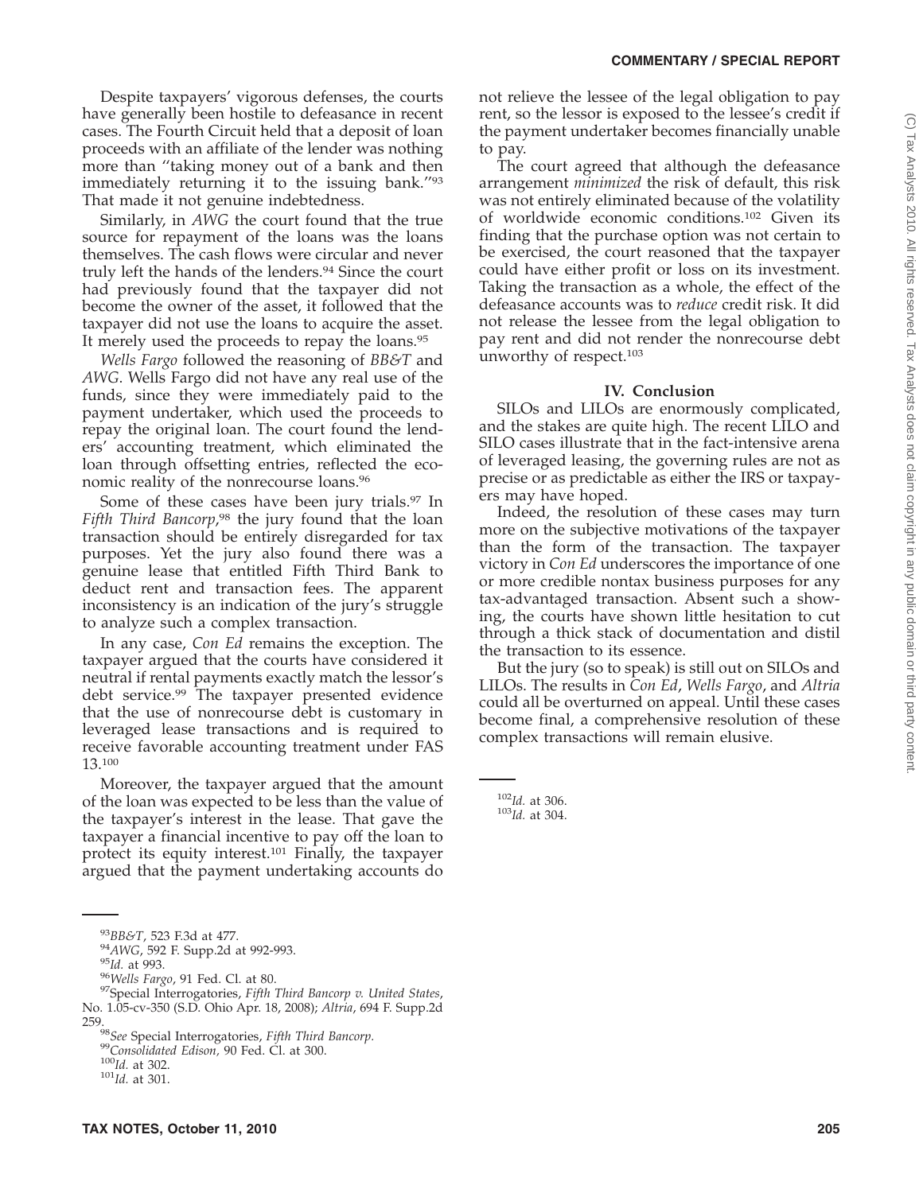Despite taxpayers' vigorous defenses, the courts have generally been hostile to defeasance in recent cases. The Fourth Circuit held that a deposit of loan proceeds with an affiliate of the lender was nothing more than "taking money out of a bank and then immediately returning it to the issuing bank."[93] That made it not genuine indebtedness.

Similarly, in *AWG* the court found that the true source for repayment of the loans was the loans themselves. The cash flows were circular and never truly left the hands of the lenders.[94] Since the court had previously found that the taxpayer did not become the owner of the asset, it followed that the taxpayer did not use the loans to acquire the asset. It merely used the proceeds to repay the loans.[95]

*Wells Fargo* followed the reasoning of *BB&T* and *AWG*. Wells Fargo did not have any real use of the funds, since they were immediately paid to the payment undertaker, which used the proceeds to repay the original loan. The court found the lenders' accounting treatment, which eliminated the loan through offsetting entries, reflected the economic reality of the nonrecourse loans.[96]

Some of these cases have been jury trials.[97] In *Fifth Third Bancorp*,[98] the jury found that the loan transaction should be entirely disregarded for tax purposes. Yet the jury also found there was a genuine lease that entitled Fifth Third Bank to deduct rent and transaction fees. The apparent inconsistency is an indication of the jury's struggle to analyze such a complex transaction.

In any case, *Con Ed* remains the exception. The taxpayer argued that the courts have considered it neutral if rental payments exactly match the lessor's debt service.[99] The taxpayer presented evidence that the use of nonrecourse debt is customary in leveraged lease transactions and is required to receive favorable accounting treatment under FAS 13.[100]

Moreover, the taxpayer argued that the amount of the loan was expected to be less than the value of the taxpayer's interest in the lease. That gave the taxpayer a financial incentive to pay off the loan to protect its equity interest.[101] Finally, the taxpayer argued that the payment undertaking accounts do not relieve the lessee of the legal obligation to pay rent, so the lessor is exposed to the lessee's credit if the payment undertaker becomes financially unable to pay.

The court agreed that although the defeasance arrangement *minimized* the risk of default, this risk was not entirely eliminated because of the volatility of worldwide economic conditions.[102] Given its finding that the purchase option was not certain to be exercised, the court reasoned that the taxpayer could have either profit or loss on its investment. Taking the transaction as a whole, the effect of the defeasance accounts was to *reduce* credit risk. It did not release the lessee from the legal obligation to pay rent and did not render the nonrecourse debt unworthy of respect.[103]

## IV. Conclusion

SILOs and LILOs are enormously complicated, and the stakes are quite high. The recent LILO and SILO cases illustrate that in the fact-intensive arena of leveraged leasing, the governing rules are not as precise or as predictable as either the IRS or taxpayers may have hoped.

Indeed, the resolution of these cases may turn more on the subjective motivations of the taxpayer than the form of the transaction. The taxpayer victory in *Con Ed* underscores the importance of one or more credible nontax business purposes for any tax-advantaged transaction. Absent such a showing, the courts have shown little hesitation to cut through a thick stack of documentation and distil the transaction to its essence.

But the jury (so to speak) is still out on SILOs and LILOs. The results in *Con Ed*, *Wells Fargo*, and *Altria* could all be overturned on appeal. Until these cases become final, a comprehensive resolution of these complex transactions will remain elusive.

---

[93] *BB&T*, 523 F.3d at 477.

[94] *AWG*, 592 F. Supp.2d at 992-993.

[95] *Id.* at 993.

[96] *Wells Fargo*, 91 Fed. Cl. at 80.

[97] Special Interrogatories, *Fifth Third Bancorp v. United States*, No. 1.05-cv-350 (S.D. Ohio Apr. 18, 2008); *Altria*, 694 F. Supp.2d 259.

[98] *See* Special Interrogatories, *Fifth Third Bancorp.*

[99] *Consolidated Edison,* 90 Fed. Cl. at 300.

[100] *Id.* at 302.

[101] *Id.* at 301.

[102] *Id.* at 306.

[103] *Id.* at 304.